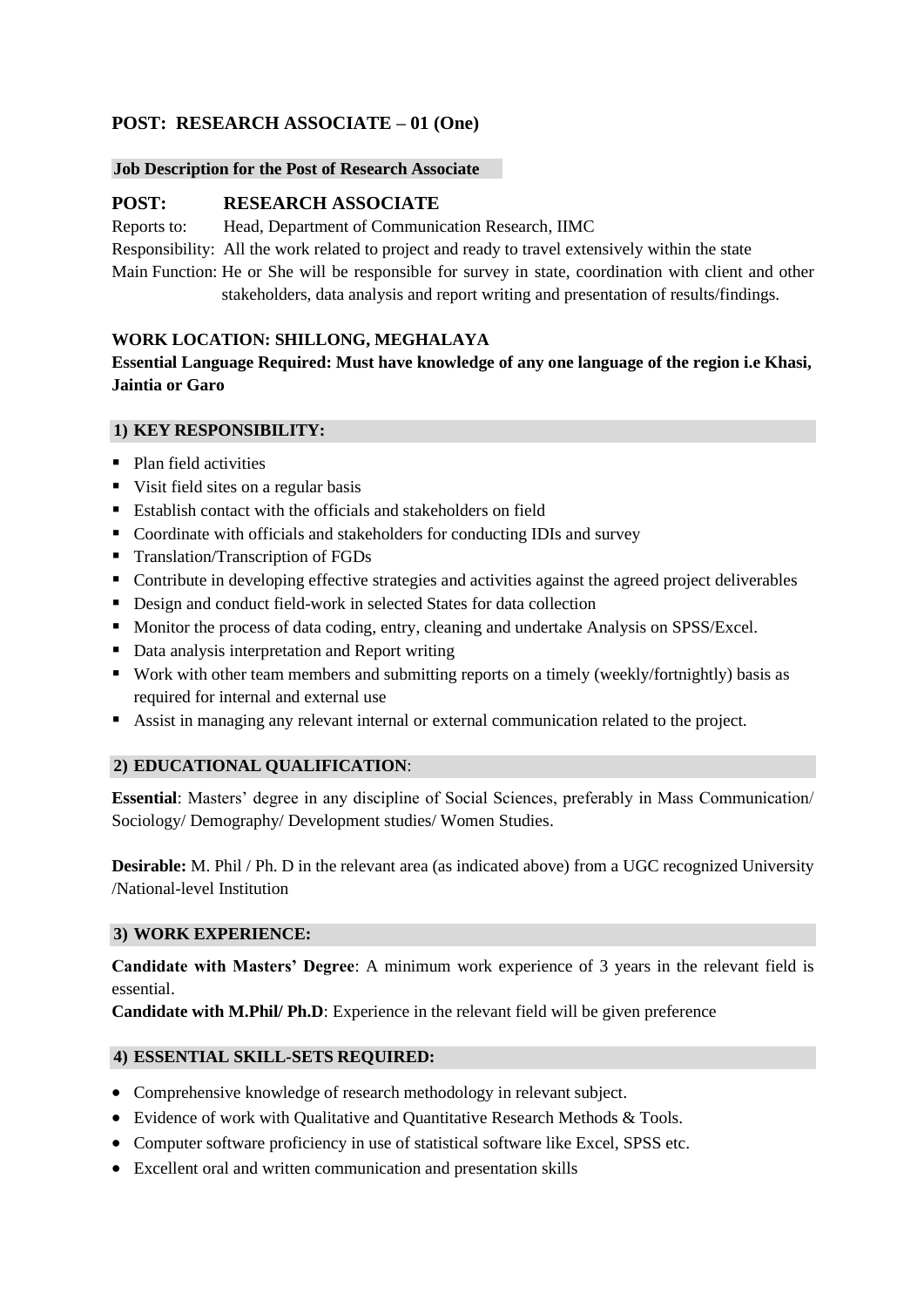## POST: RESEARCH ASSOCIATE – 01 (One)

**Job Description for the Post of Research Associate**

### POST: RESEARCH ASSOCIATE

Reports to: Head, Department of Communication Research, IIMC

Responsibility: All the work related to project and ready to travel extensively within the state

Main Function: He or She will be responsible for survey in state, coordination with client and other stakeholders, data analysis and report writing and presentation of results/findings.

**WORK LOCATION: SHILLONG, MEGHALAYA**

**Essential Language Required: Must have knowledge of any one language of the region i.e Khasi, Jaintia or Garo**

### 1) KEY RESPONSIBILITY:

- Plan field activities
- Visit field sites on a regular basis
- Establish contact with the officials and stakeholders on field
- Coordinate with officials and stakeholders for conducting IDIs and survey
- Translation/Transcription of FGDs
- Contribute in developing effective strategies and activities against the agreed project deliverables
- Design and conduct field-work in selected States for data collection
- Monitor the process of data coding, entry, cleaning and undertake Analysis on SPSS/Excel.
- Data analysis interpretation and Report writing
- Work with other team members and submitting reports on a timely (weekly/fortnightly) basis as required for internal and external use
- Assist in managing any relevant internal or external communication related to the project.

### 2) EDUCATIONAL QUALIFICATION:

**Essential**: Masters' degree in any discipline of Social Sciences, preferably in Mass Communication/ Sociology/ Demography/ Development studies/ Women Studies.

**Desirable:** M. Phil / Ph. D in the relevant area (as indicated above) from a UGC recognized University /National-level Institution

### 3) WORK EXPERIENCE:

**Candidate with Masters' Degree**: A minimum work experience of 3 years in the relevant field is essential.

**Candidate with M.Phil/ Ph.D**: Experience in the relevant field will be given preference

### 4) ESSENTIAL SKILL-SETS REQUIRED:

- Comprehensive knowledge of research methodology in relevant subject.
- Evidence of work with Qualitative and Quantitative Research Methods & Tools.
- Computer software proficiency in use of statistical software like Excel, SPSS etc.
- Excellent oral and written communication and presentation skills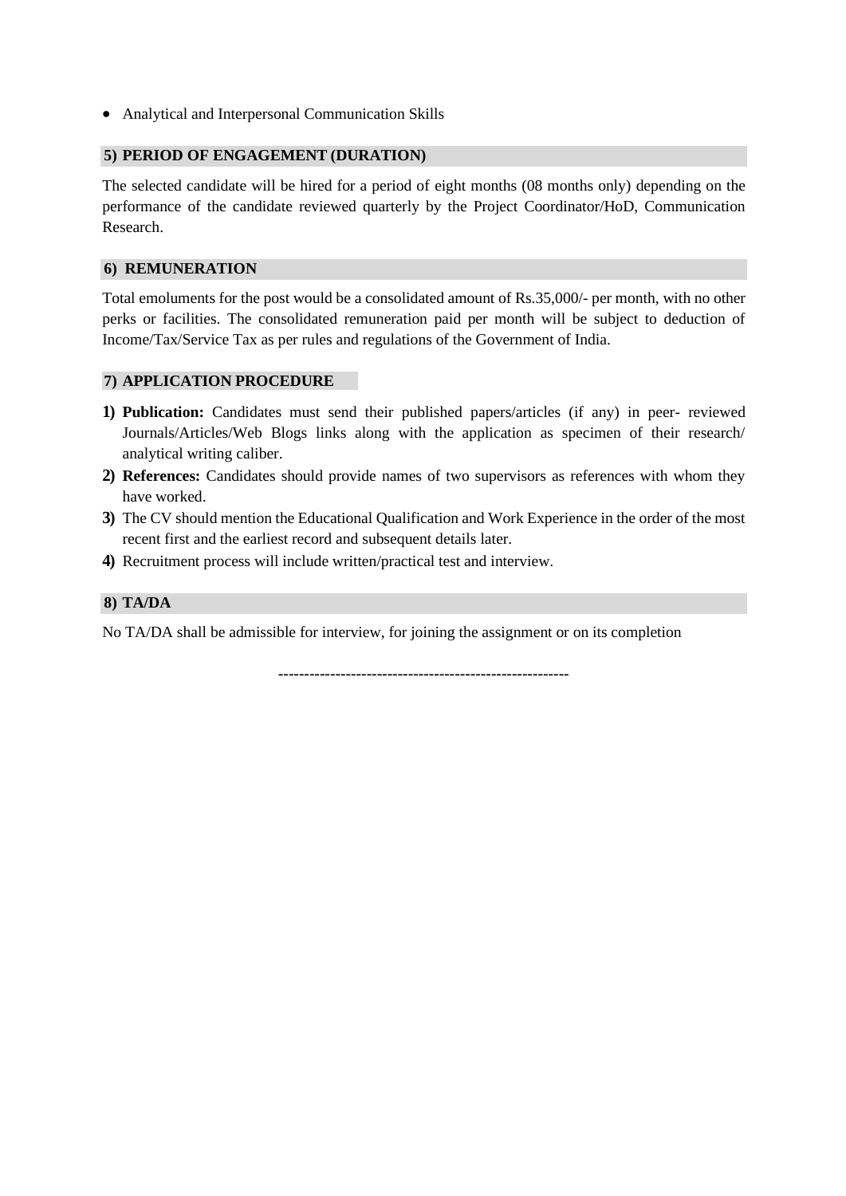- Analytical and Interpersonal Communication Skills

## 5) PERIOD OF ENGAGEMENT (DURATION)

The selected candidate will be hired for a period of eight months (08 months only) depending on the performance of the candidate reviewed quarterly by the Project Coordinator/HoD, Communication Research.

## 6) REMUNERATION

Total emoluments for the post would be a consolidated amount of Rs.35,000/- per month, with no other perks or facilities. The consolidated remuneration paid per month will be subject to deduction of Income/Tax/Service Tax as per rules and regulations of the Government of India.

## 7) APPLICATION PROCEDURE

1) **Publication:** Candidates must send their published papers/articles (if any) in peer- reviewed Journals/Articles/Web Blogs links along with the application as specimen of their research/ analytical writing caliber.
2) **References:** Candidates should provide names of two supervisors as references with whom they have worked.
3) The CV should mention the Educational Qualification and Work Experience in the order of the most recent first and the earliest record and subsequent details later.
4) Recruitment process will include written/practical test and interview.

## 8) TA/DA

No TA/DA shall be admissible for interview, for joining the assignment or on its completion

---